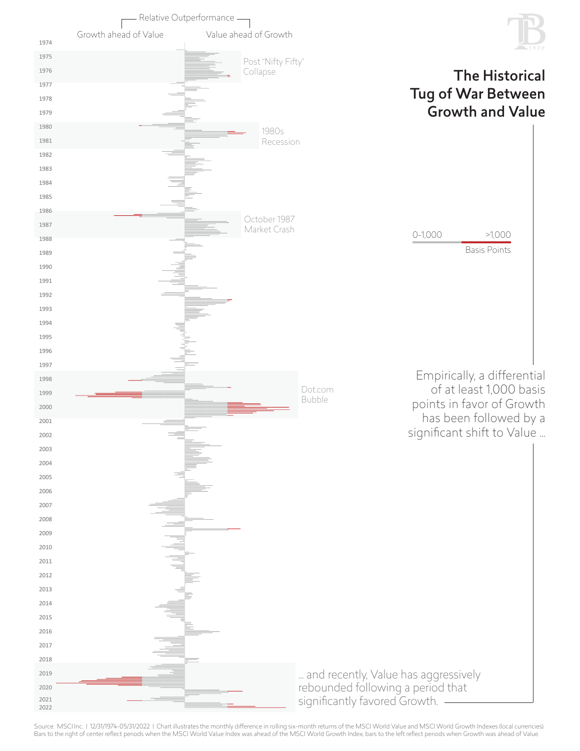# The Historical Tug of War Between Growth and Value

Relative Outperformance

Growth ahead of Value | Value ahead of Growth

1974, 1975, 1976, 1977, 1978, 1979, 1980, 1981, 1982, 1983, 1984, 1985, 1986, 1987, 1988, 1989, 1990, 1991, 1992, 1993, 1994, 1995, 1996, 1997, 1998, 1999, 2000, 2001, 2002, 2003, 2004, 2005, 2006, 2007, 2008, 2009, 2010, 2011, 2012, 2013, 2014, 2015, 2016, 2017, 2018, 2019, 2020, 2021, 2022

Post "Nifty Fifty" Collapse

1980s Recession

October 1987 Market Crash

Dot.com Bubble

0-1,000 | >1,000
Basis Points

Empirically, a differential of at least 1,000 basis points in favor of Growth has been followed by a significant shift to Value ...

... and recently, Value has aggressively rebounded following a period that significantly favored Growth.

Source: MSCI Inc. | 12/31/1974–05/31/2022 | Chart illustrates the monthly difference in rolling six-month returns of the MSCI World Value and MSCI World Growth Indexes (local currencies). Bars to the right of center reflect periods when the MSCI World Value Index was ahead of the MSCI World Growth Index; bars to the left reflect periods when Growth was ahead of Value.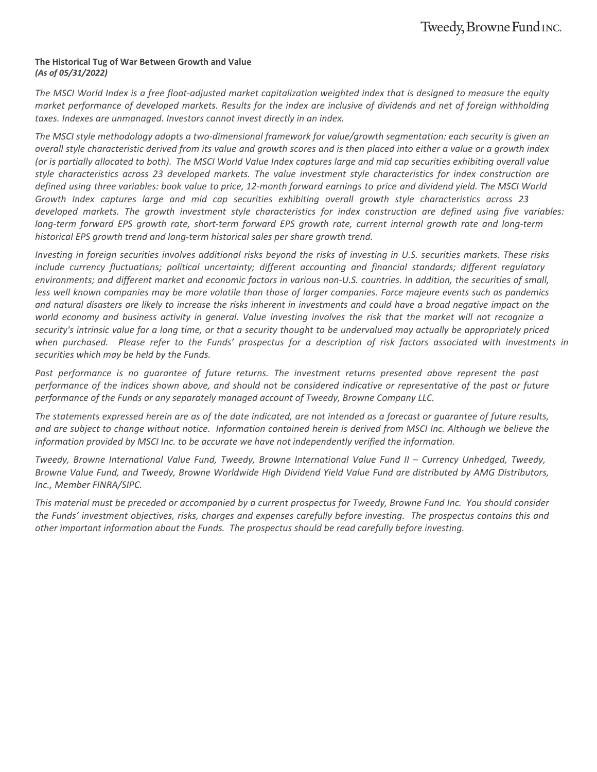**The Historical Tug of War Between Growth and Value**
***(As of 05/31/2022)***

*The MSCI World Index is a free float-adjusted market capitalization weighted index that is designed to measure the equity market performance of developed markets. Results for the index are inclusive of dividends and net of foreign withholding taxes. Indexes are unmanaged. Investors cannot invest directly in an index.*

*The MSCI style methodology adopts a two-dimensional framework for value/growth segmentation: each security is given an overall style characteristic derived from its value and growth scores and is then placed into either a value or a growth index (or is partially allocated to both). The MSCI World Value Index captures large and mid cap securities exhibiting overall value style characteristics across 23 developed markets. The value investment style characteristics for index construction are defined using three variables: book value to price, 12-month forward earnings to price and dividend yield. The MSCI World Growth Index captures large and mid cap securities exhibiting overall growth style characteristics across 23 developed markets. The growth investment style characteristics for index construction are defined using five variables: long-term forward EPS growth rate, short-term forward EPS growth rate, current internal growth rate and long-term historical EPS growth trend and long-term historical sales per share growth trend.*

*Investing in foreign securities involves additional risks beyond the risks of investing in U.S. securities markets. These risks include currency fluctuations; political uncertainty; different accounting and financial standards; different regulatory environments; and different market and economic factors in various non-U.S. countries. In addition, the securities of small, less well known companies may be more volatile than those of larger companies. Force majeure events such as pandemics and natural disasters are likely to increase the risks inherent in investments and could have a broad negative impact on the world economy and business activity in general. Value investing involves the risk that the market will not recognize a security's intrinsic value for a long time, or that a security thought to be undervalued may actually be appropriately priced when purchased. Please refer to the Funds' prospectus for a description of risk factors associated with investments in securities which may be held by the Funds.*

*Past performance is no guarantee of future returns. The investment returns presented above represent the past performance of the indices shown above, and should not be considered indicative or representative of the past or future performance of the Funds or any separately managed account of Tweedy, Browne Company LLC.*

*The statements expressed herein are as of the date indicated, are not intended as a forecast or guarantee of future results, and are subject to change without notice. Information contained herein is derived from MSCI Inc. Although we believe the information provided by MSCI Inc. to be accurate we have not independently verified the information.*

*Tweedy, Browne International Value Fund, Tweedy, Browne International Value Fund II – Currency Unhedged, Tweedy, Browne Value Fund, and Tweedy, Browne Worldwide High Dividend Yield Value Fund are distributed by AMG Distributors, Inc., Member FINRA/SIPC.*

*This material must be preceded or accompanied by a current prospectus for Tweedy, Browne Fund Inc. You should consider the Funds' investment objectives, risks, charges and expenses carefully before investing. The prospectus contains this and other important information about the Funds. The prospectus should be read carefully before investing.*